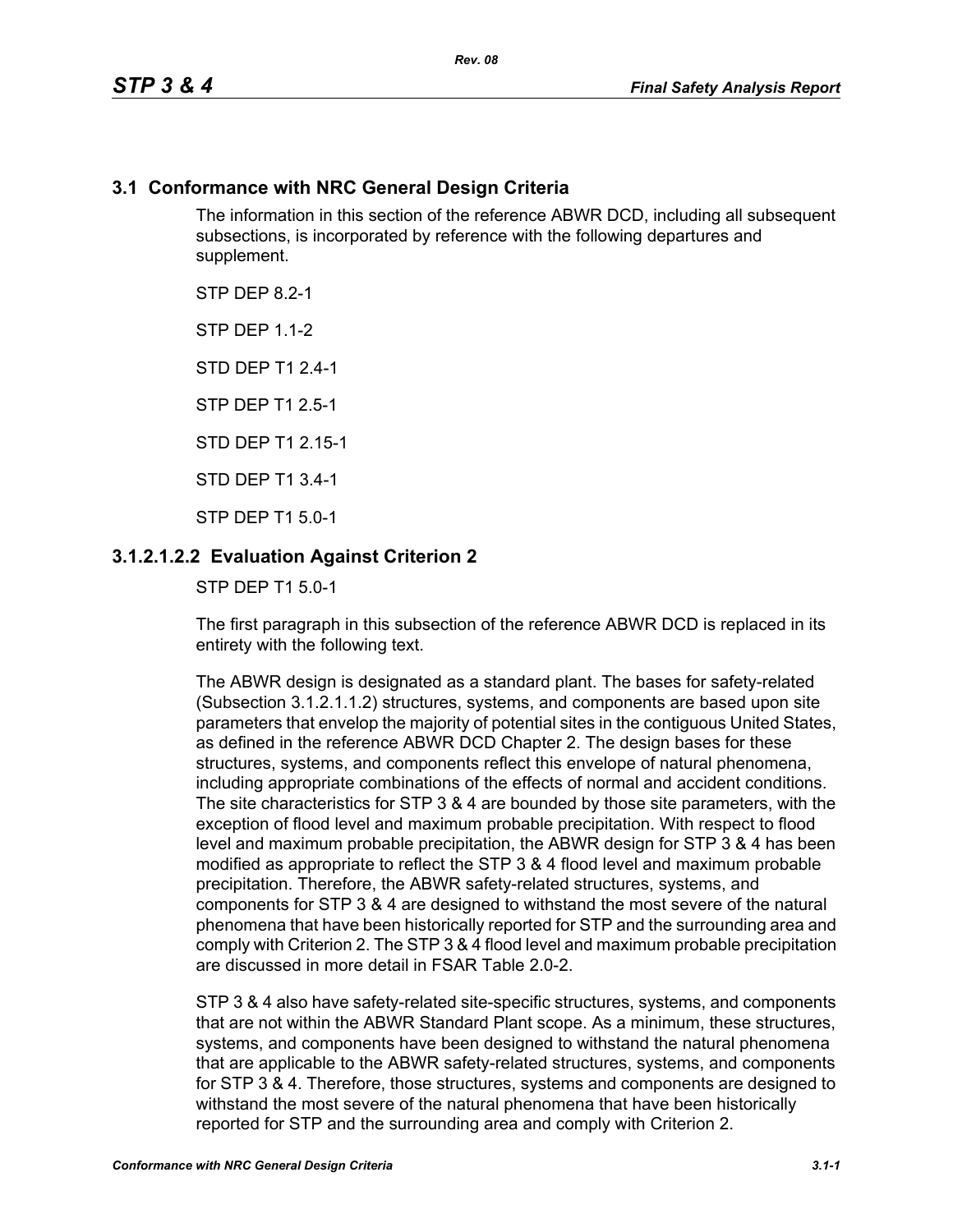## 3.1 Conformance with NRC General Design Criteria

The information in this section of the reference ABWR DCD, including all subsequent subsections, is incorporated by reference with the following departures and supplement.

STP DEP 8.2-1

STP DEP 1.1-2

STD DEP T1 2.4-1

STP DEP T1 2.5-1

STD DEP T1 2.15-1

STD DEP T1 3.4-1

STP DEP T1 5.0-1

### 3.1.2.1.2.2 Evaluation Against Criterion 2

STP DEP T1 5.0-1

The first paragraph in this subsection of the reference ABWR DCD is replaced in its entirety with the following text.

The ABWR design is designated as a standard plant. The bases for safety-related (Subsection 3.1.2.1.1.2) structures, systems, and components are based upon site parameters that envelop the majority of potential sites in the contiguous United States, as defined in the reference ABWR DCD Chapter 2. The design bases for these structures, systems, and components reflect this envelope of natural phenomena, including appropriate combinations of the effects of normal and accident conditions. The site characteristics for STP 3 & 4 are bounded by those site parameters, with the exception of flood level and maximum probable precipitation. With respect to flood level and maximum probable precipitation, the ABWR design for STP 3 & 4 has been modified as appropriate to reflect the STP 3 & 4 flood level and maximum probable precipitation. Therefore, the ABWR safety-related structures, systems, and components for STP 3 & 4 are designed to withstand the most severe of the natural phenomena that have been historically reported for STP and the surrounding area and comply with Criterion 2. The STP 3 & 4 flood level and maximum probable precipitation are discussed in more detail in FSAR Table 2.0-2.

STP 3 & 4 also have safety-related site-specific structures, systems, and components that are not within the ABWR Standard Plant scope. As a minimum, these structures, systems, and components have been designed to withstand the natural phenomena that are applicable to the ABWR safety-related structures, systems, and components for STP 3 & 4. Therefore, those structures, systems and components are designed to withstand the most severe of the natural phenomena that have been historically reported for STP and the surrounding area and comply with Criterion 2.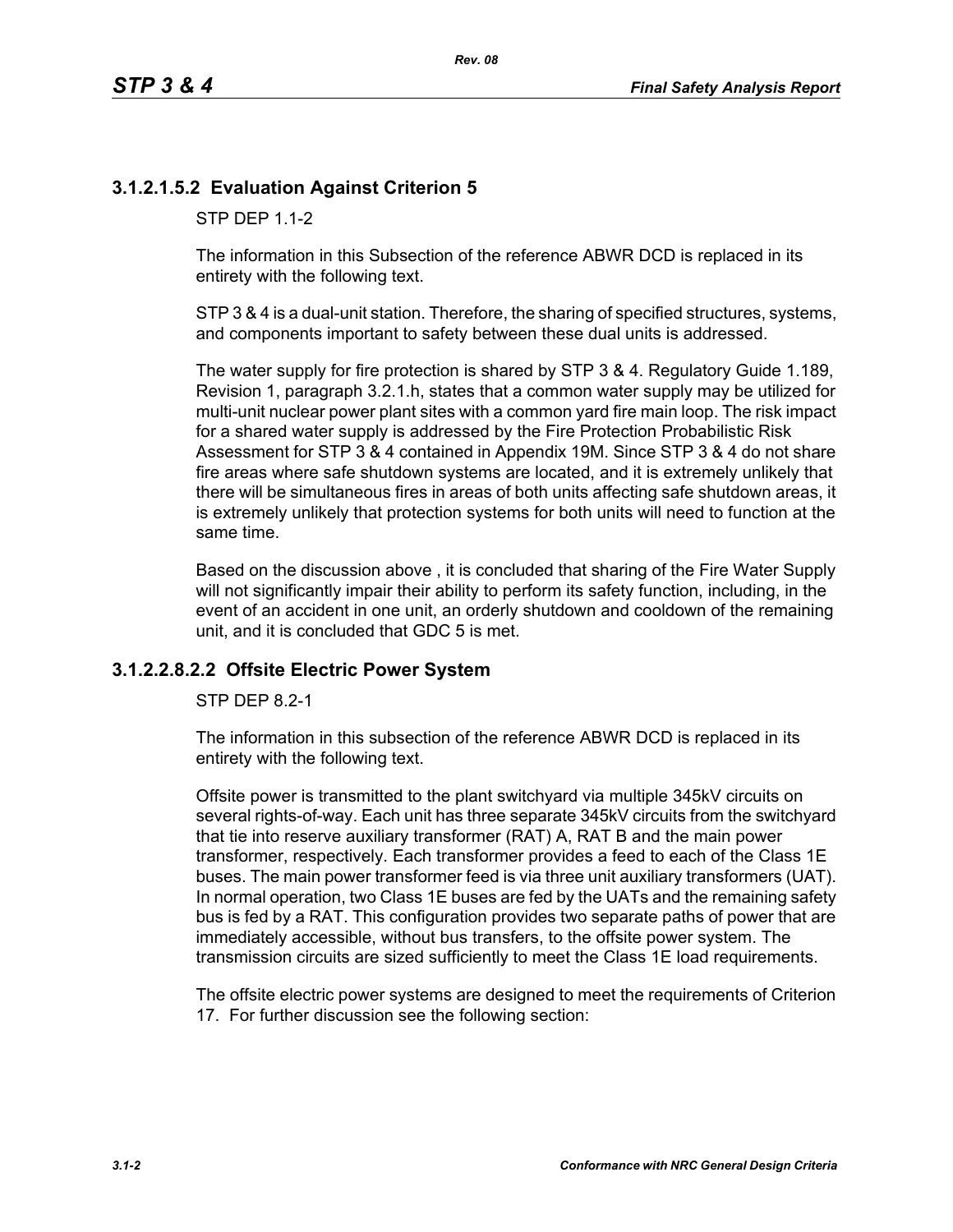## 3.1.2.1.5.2 Evaluation Against Criterion 5

STP DEP 1.1-2

The information in this Subsection of the reference ABWR DCD is replaced in its entirety with the following text.

STP 3 & 4 is a dual-unit station. Therefore, the sharing of specified structures, systems, and components important to safety between these dual units is addressed.

The water supply for fire protection is shared by STP 3 & 4. Regulatory Guide 1.189, Revision 1, paragraph 3.2.1.h, states that a common water supply may be utilized for multi-unit nuclear power plant sites with a common yard fire main loop. The risk impact for a shared water supply is addressed by the Fire Protection Probabilistic Risk Assessment for STP 3 & 4 contained in Appendix 19M. Since STP 3 & 4 do not share fire areas where safe shutdown systems are located, and it is extremely unlikely that there will be simultaneous fires in areas of both units affecting safe shutdown areas, it is extremely unlikely that protection systems for both units will need to function at the same time.

Based on the discussion above , it is concluded that sharing of the Fire Water Supply will not significantly impair their ability to perform its safety function, including, in the event of an accident in one unit, an orderly shutdown and cooldown of the remaining unit, and it is concluded that GDC 5 is met.

## 3.1.2.2.8.2.2 Offsite Electric Power System

STP DEP 8.2-1

The information in this subsection of the reference ABWR DCD is replaced in its entirety with the following text.

Offsite power is transmitted to the plant switchyard via multiple 345kV circuits on several rights-of-way. Each unit has three separate 345kV circuits from the switchyard that tie into reserve auxiliary transformer (RAT) A, RAT B and the main power transformer, respectively. Each transformer provides a feed to each of the Class 1E buses. The main power transformer feed is via three unit auxiliary transformers (UAT). In normal operation, two Class 1E buses are fed by the UATs and the remaining safety bus is fed by a RAT. This configuration provides two separate paths of power that are immediately accessible, without bus transfers, to the offsite power system. The transmission circuits are sized sufficiently to meet the Class 1E load requirements.

The offsite electric power systems are designed to meet the requirements of Criterion 17. For further discussion see the following section: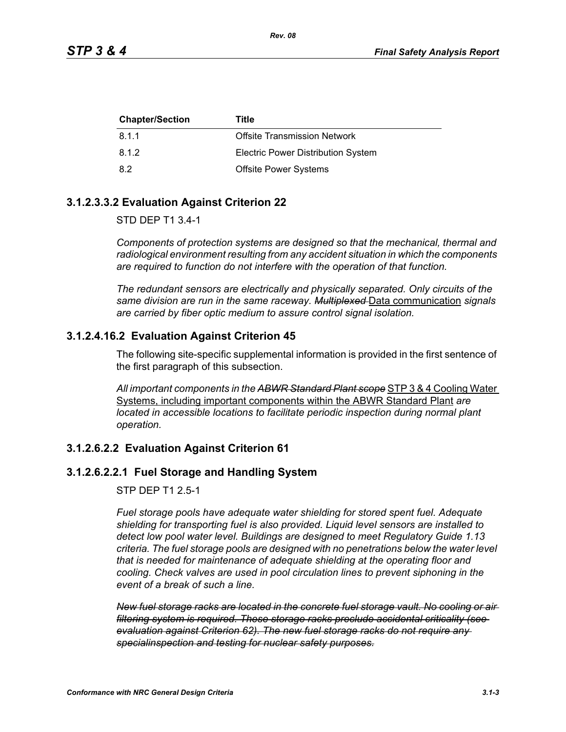| Chapter/Section | Title |
|---|---|
| 8.1.1 | Offsite Transmission Network |
| 8.1.2 | Electric Power Distribution System |
| 8.2 | Offsite Power Systems |

### 3.1.2.3.3.2 Evaluation Against Criterion 22

STD DEP T1 3.4-1

*Components of protection systems are designed so that the mechanical, thermal and radiological environment resulting from any accident situation in which the components are required to function do not interfere with the operation of that function.*

*The redundant sensors are electrically and physically separated. Only circuits of the same division are run in the same raceway.* ~~*Multiplexed*~~ Data communication *signals are carried by fiber optic medium to assure control signal isolation.*

### 3.1.2.4.16.2 Evaluation Against Criterion 45

The following site-specific supplemental information is provided in the first sentence of the first paragraph of this subsection.

*All important components in the* ~~*ABWR Standard Plant scope*~~ STP 3 & 4 Cooling Water Systems, including important components within the ABWR Standard Plant *are located in accessible locations to facilitate periodic inspection during normal plant operation.*

### 3.1.2.6.2.2 Evaluation Against Criterion 61

### 3.1.2.6.2.2.1 Fuel Storage and Handling System

STP DEP T1 2.5-1

*Fuel storage pools have adequate water shielding for stored spent fuel. Adequate shielding for transporting fuel is also provided. Liquid level sensors are installed to detect low pool water level. Buildings are designed to meet Regulatory Guide 1.13 criteria. The fuel storage pools are designed with no penetrations below the water level that is needed for maintenance of adequate shielding at the operating floor and cooling. Check valves are used in pool circulation lines to prevent siphoning in the event of a break of such a line.*

~~*New fuel storage racks are located in the concrete fuel storage vault. No cooling or air filtering system is required. These storage racks preclude accidental criticality (see evaluation against Criterion 62). The new fuel storage racks do not require any specialinspection and testing for nuclear safety purposes.*~~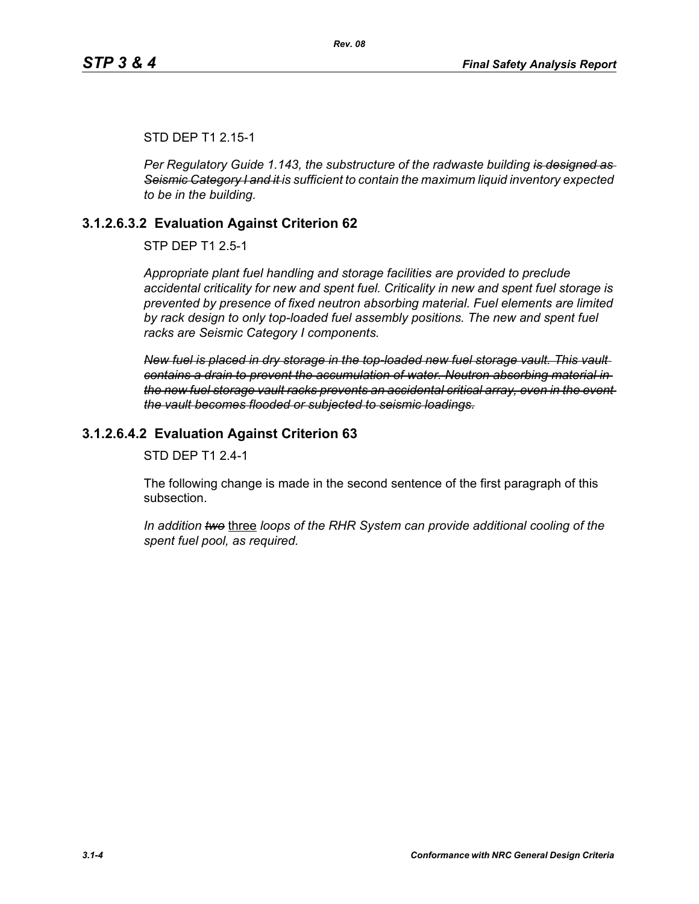STD DEP T1 2.15-1

*Per Regulatory Guide 1.143, the substructure of the radwaste building ~~is designed as Seismic Category I and it~~ is sufficient to contain the maximum liquid inventory expected to be in the building.*

### 3.1.2.6.3.2 Evaluation Against Criterion 62

STP DEP T1 2.5-1

*Appropriate plant fuel handling and storage facilities are provided to preclude accidental criticality for new and spent fuel. Criticality in new and spent fuel storage is prevented by presence of fixed neutron absorbing material. Fuel elements are limited by rack design to only top-loaded fuel assembly positions. The new and spent fuel racks are Seismic Category I components.*

*~~New fuel is placed in dry storage in the top-loaded new fuel storage vault. This vault contains a drain to prevent the accumulation of water. Neutron absorbing material in the new fuel storage vault racks prevents an accidental critical array, even in the event the vault becomes flooded or subjected to seismic loadings.~~*

### 3.1.2.6.4.2 Evaluation Against Criterion 63

STD DEP T1 2.4-1

The following change is made in the second sentence of the first paragraph of this subsection.

*In addition ~~two~~* <u>three</u> *loops of the RHR System can provide additional cooling of the spent fuel pool, as required.*